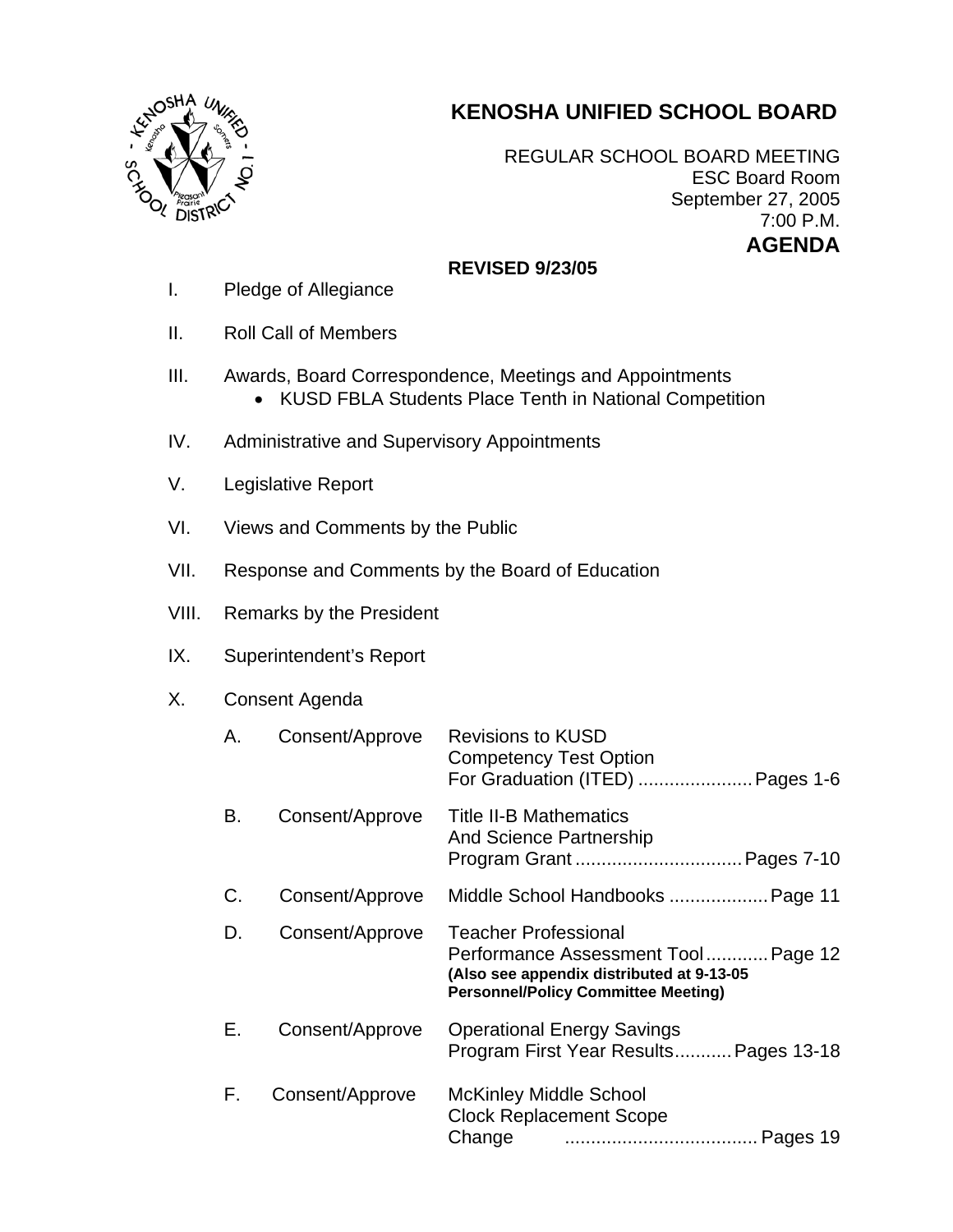# KENOSHA UNIFIED SCHOOL BOARD

REGULAR SCHOOL BOARD MEETING
ESC Board Room
September 27, 2005
7:00 P.M.

**AGENDA**

**REVISED 9/23/05**

I. Pledge of Allegiance

II. Roll Call of Members

III. Awards, Board Correspondence, Meetings and Appointments
- KUSD FBLA Students Place Tenth in National Competition

IV. Administrative and Supervisory Appointments

V. Legislative Report

VI. Views and Comments by the Public

VII. Response and Comments by the Board of Education

VIII. Remarks by the President

IX. Superintendent's Report

X. Consent Agenda

| | | |
|---|---|---|
| A. | Consent/Approve | Revisions to KUSD Competency Test Option For Graduation (ITED) ...................... Pages 1-6 |
| B. | Consent/Approve | Title II-B Mathematics And Science Partnership Program Grant ................................ Pages 7-10 |
| C. | Consent/Approve | Middle School Handbooks ................... Page 11 |
| D. | Consent/Approve | Teacher Professional Performance Assessment Tool ............ Page 12 **(Also see appendix distributed at 9-13-05 Personnel/Policy Committee Meeting)** |
| E. | Consent/Approve | Operational Energy Savings Program First Year Results........... Pages 13-18 |
| F. | Consent/Approve | McKinley Middle School Clock Replacement Scope Change ..................................... Pages 19 |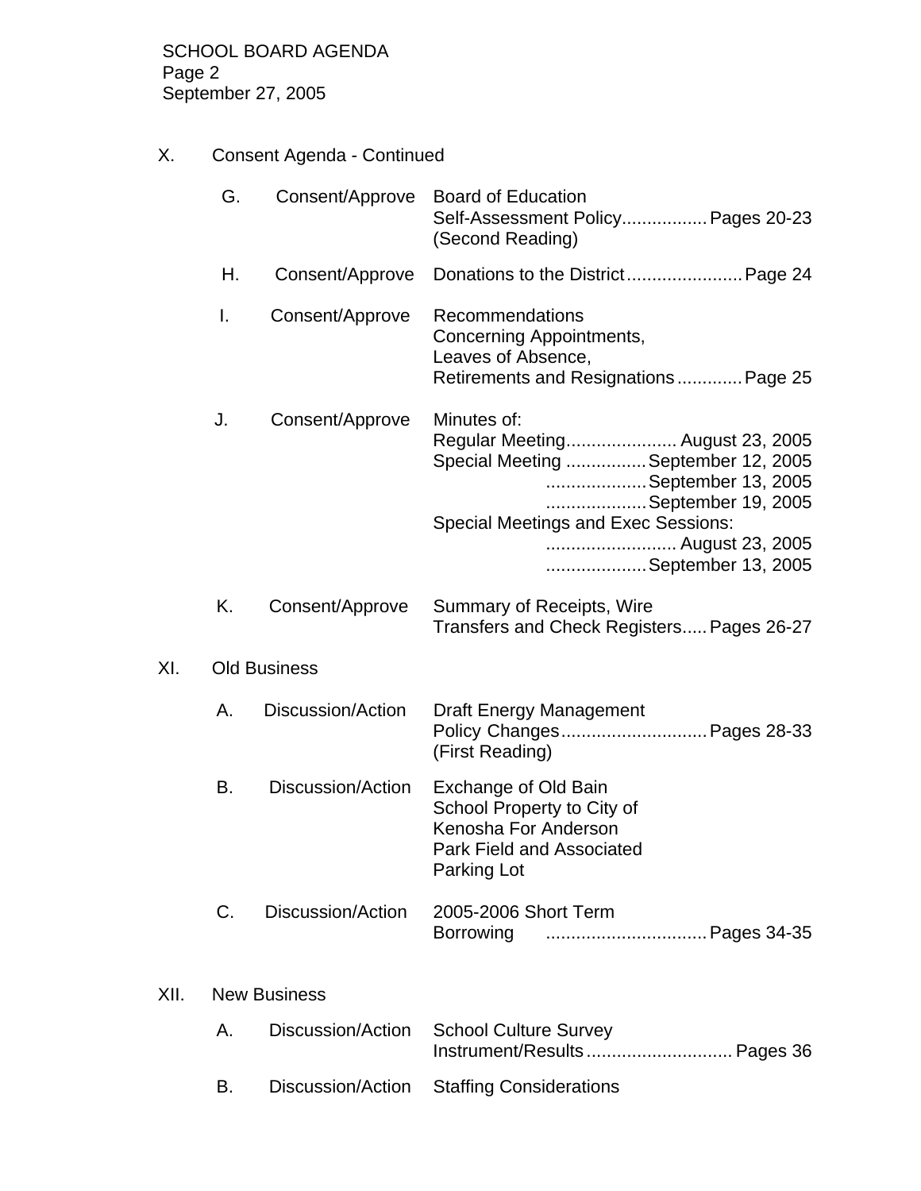X. Consent Agenda - Continued

| | | | |
|---|---|---|---|
| G. | Consent/Approve | Board of Education Self-Assessment Policy (Second Reading) | Pages 20-23 |
| H. | Consent/Approve | Donations to the District | Page 24 |
| I. | Consent/Approve | Recommendations Concerning Appointments, Leaves of Absence, Retirements and Resignations | Page 25 |
| J. | Consent/Approve | Minutes of: | |
| | | Regular Meeting | August 23, 2005 |
| | | Special Meeting | September 12, 2005 |
| | | | September 13, 2005 |
| | | | September 19, 2005 |
| | | Special Meetings and Exec Sessions: | |
| | | | August 23, 2005 |
| | | | September 13, 2005 |
| K. | Consent/Approve | Summary of Receipts, Wire Transfers and Check Registers | Pages 26-27 |

XI. Old Business

| | | | |
|---|---|---|---|
| A. | Discussion/Action | Draft Energy Management Policy Changes (First Reading) | Pages 28-33 |
| B. | Discussion/Action | Exchange of Old Bain School Property to City of Kenosha For Anderson Park Field and Associated Parking Lot | |
| C. | Discussion/Action | 2005-2006 Short Term Borrowing | Pages 34-35 |

XII. New Business

| | | | |
|---|---|---|---|
| A. | Discussion/Action | School Culture Survey Instrument/Results | Pages 36 |
| B. | Discussion/Action | Staffing Considerations | |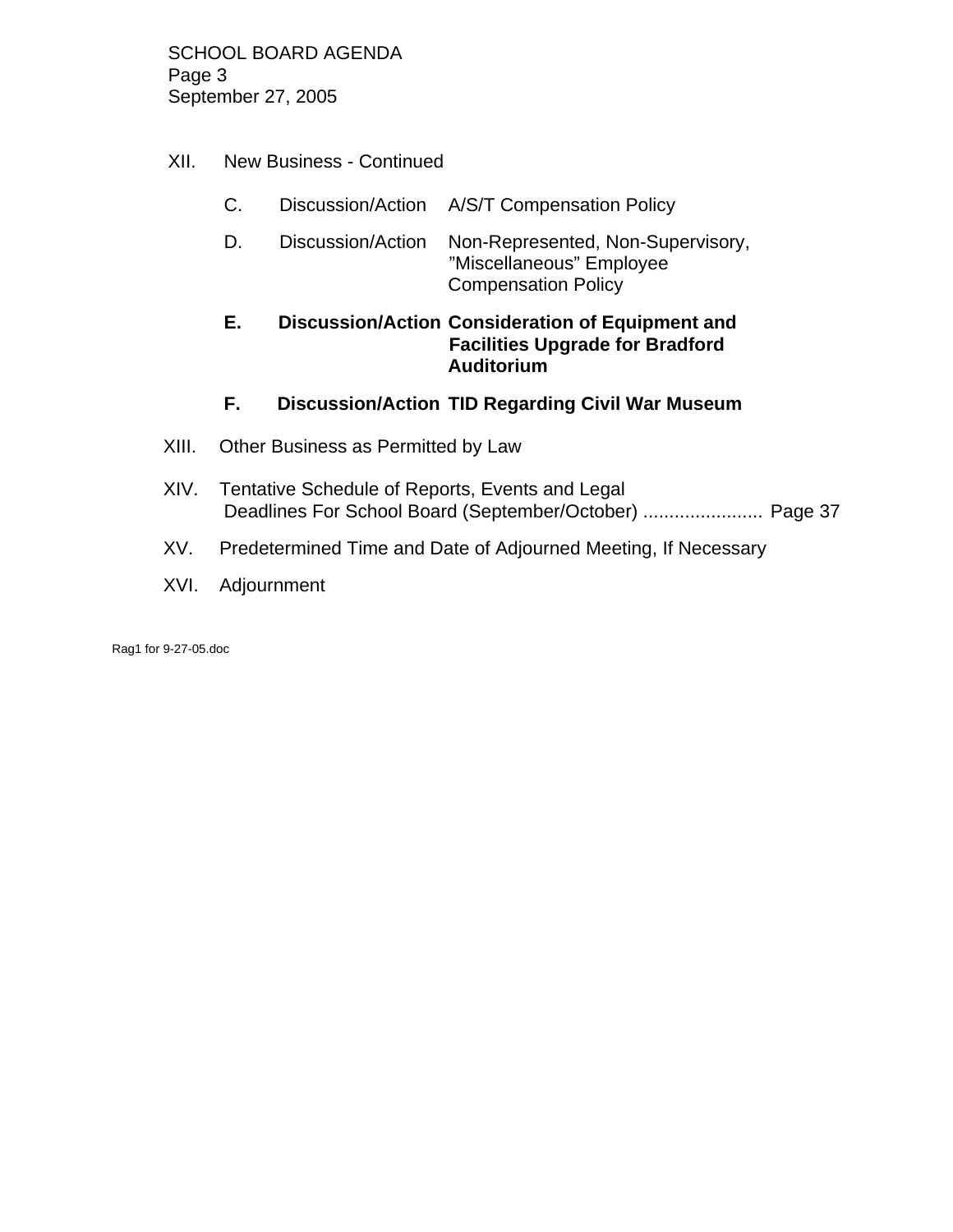XII. New Business - Continued

C. Discussion/Action A/S/T Compensation Policy

D. Discussion/Action Non-Represented, Non-Supervisory, "Miscellaneous" Employee Compensation Policy

**E. Discussion/Action Consideration of Equipment and Facilities Upgrade for Bradford Auditorium**

**F. Discussion/Action TID Regarding Civil War Museum**

XIII. Other Business as Permitted by Law

XIV. Tentative Schedule of Reports, Events and Legal Deadlines For School Board (September/October) ....................... Page 37

XV. Predetermined Time and Date of Adjourned Meeting, If Necessary

XVI. Adjournment

Rag1 for 9-27-05.doc